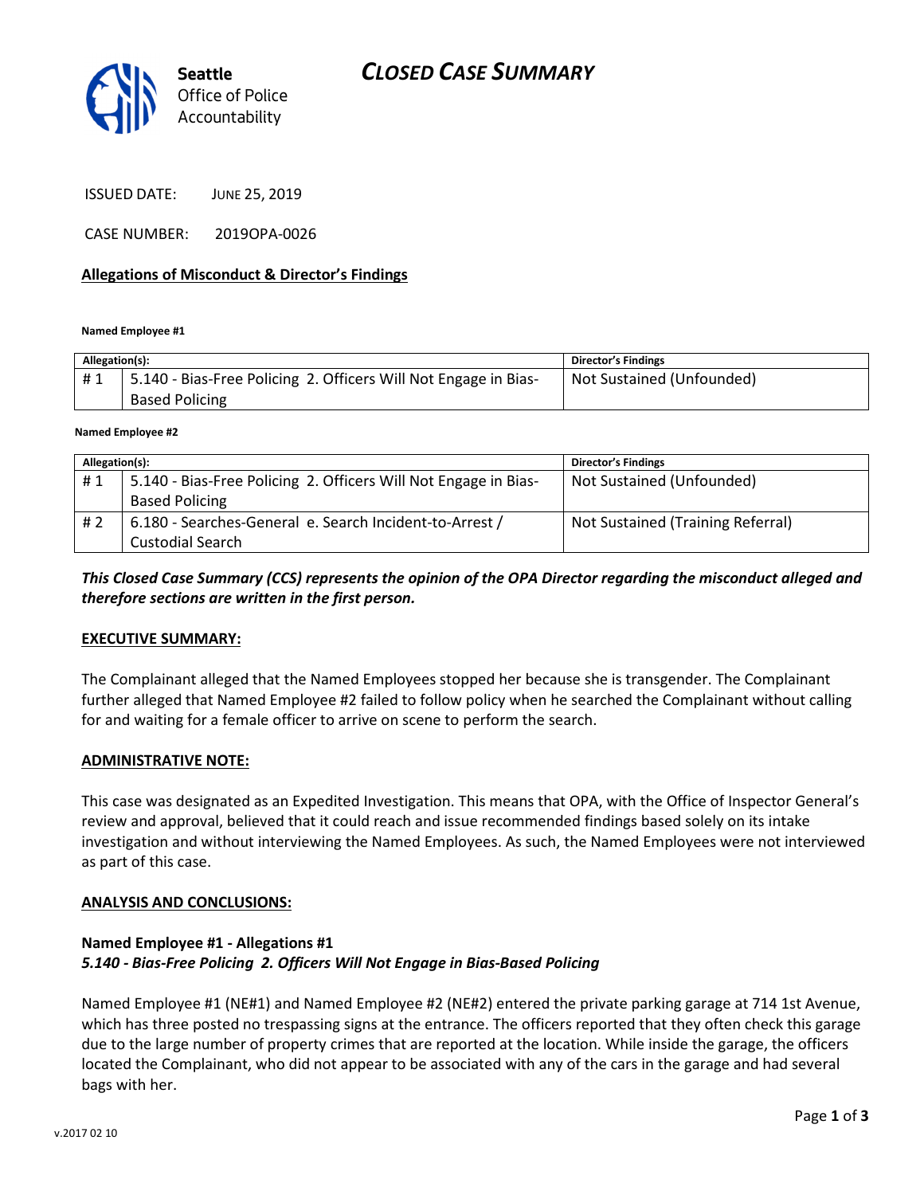Seattle Office of Police Accountability

# CLOSED CASE SUMMARY

ISSUED DATE: JUNE 25, 2019

CASE NUMBER: 2019OPA-0026

## Allegations of Misconduct & Director's Findings

**Named Employee #1**

| Allegation(s): | | Director's Findings |
|---|---|---|
| # 1 | 5.140 - Bias-Free Policing 2. Officers Will Not Engage in Bias-Based Policing | Not Sustained (Unfounded) |

**Named Employee #2**

| Allegation(s): | | Director's Findings |
|---|---|---|
| # 1 | 5.140 - Bias-Free Policing 2. Officers Will Not Engage in Bias-Based Policing | Not Sustained (Unfounded) |
| # 2 | 6.180 - Searches-General e. Search Incident-to-Arrest / Custodial Search | Not Sustained (Training Referral) |

***This Closed Case Summary (CCS) represents the opinion of the OPA Director regarding the misconduct alleged and therefore sections are written in the first person.***

## EXECUTIVE SUMMARY:

The Complainant alleged that the Named Employees stopped her because she is transgender. The Complainant further alleged that Named Employee #2 failed to follow policy when he searched the Complainant without calling for and waiting for a female officer to arrive on scene to perform the search.

## ADMINISTRATIVE NOTE:

This case was designated as an Expedited Investigation. This means that OPA, with the Office of Inspector General's review and approval, believed that it could reach and issue recommended findings based solely on its intake investigation and without interviewing the Named Employees. As such, the Named Employees were not interviewed as part of this case.

## ANALYSIS AND CONCLUSIONS:

**Named Employee #1 - Allegations #1**
***5.140 - Bias-Free Policing 2. Officers Will Not Engage in Bias-Based Policing***

Named Employee #1 (NE#1) and Named Employee #2 (NE#2) entered the private parking garage at 714 1st Avenue, which has three posted no trespassing signs at the entrance. The officers reported that they often check this garage due to the large number of property crimes that are reported at the location. While inside the garage, the officers located the Complainant, who did not appear to be associated with any of the cars in the garage and had several bags with her.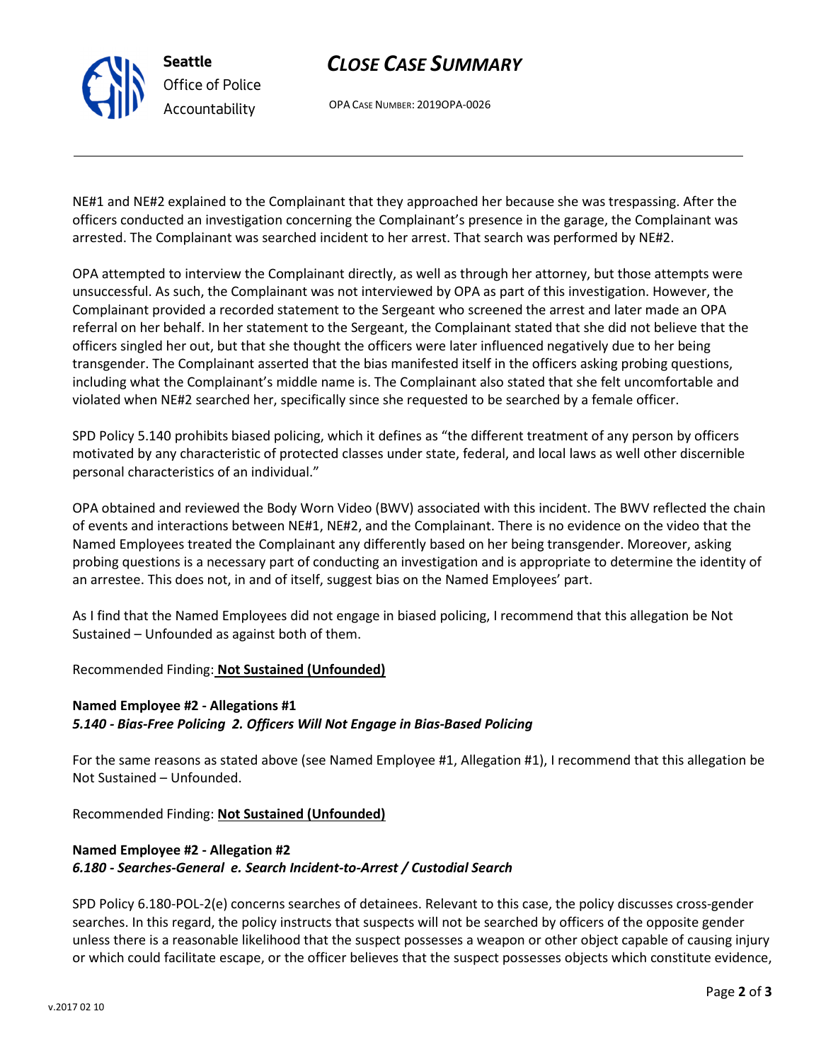NE#1 and NE#2 explained to the Complainant that they approached her because she was trespassing. After the officers conducted an investigation concerning the Complainant's presence in the garage, the Complainant was arrested. The Complainant was searched incident to her arrest. That search was performed by NE#2.

OPA attempted to interview the Complainant directly, as well as through her attorney, but those attempts were unsuccessful. As such, the Complainant was not interviewed by OPA as part of this investigation. However, the Complainant provided a recorded statement to the Sergeant who screened the arrest and later made an OPA referral on her behalf. In her statement to the Sergeant, the Complainant stated that she did not believe that the officers singled her out, but that she thought the officers were later influenced negatively due to her being transgender. The Complainant asserted that the bias manifested itself in the officers asking probing questions, including what the Complainant's middle name is. The Complainant also stated that she felt uncomfortable and violated when NE#2 searched her, specifically since she requested to be searched by a female officer.

SPD Policy 5.140 prohibits biased policing, which it defines as "the different treatment of any person by officers motivated by any characteristic of protected classes under state, federal, and local laws as well other discernible personal characteristics of an individual."

OPA obtained and reviewed the Body Worn Video (BWV) associated with this incident. The BWV reflected the chain of events and interactions between NE#1, NE#2, and the Complainant. There is no evidence on the video that the Named Employees treated the Complainant any differently based on her being transgender. Moreover, asking probing questions is a necessary part of conducting an investigation and is appropriate to determine the identity of an arrestee. This does not, in and of itself, suggest bias on the Named Employees' part.

As I find that the Named Employees did not engage in biased policing, I recommend that this allegation be Not Sustained – Unfounded as against both of them.

Recommended Finding: **Not Sustained (Unfounded)**

**Named Employee #2 - Allegations #1**
***5.140 - Bias-Free Policing 2. Officers Will Not Engage in Bias-Based Policing***

For the same reasons as stated above (see Named Employee #1, Allegation #1), I recommend that this allegation be Not Sustained – Unfounded.

Recommended Finding: **Not Sustained (Unfounded)**

**Named Employee #2 - Allegation #2**
***6.180 - Searches-General e. Search Incident-to-Arrest / Custodial Search***

SPD Policy 6.180-POL-2(e) concerns searches of detainees. Relevant to this case, the policy discusses cross-gender searches. In this regard, the policy instructs that suspects will not be searched by officers of the opposite gender unless there is a reasonable likelihood that the suspect possesses a weapon or other object capable of causing injury or which could facilitate escape, or the officer believes that the suspect possesses objects which constitute evidence,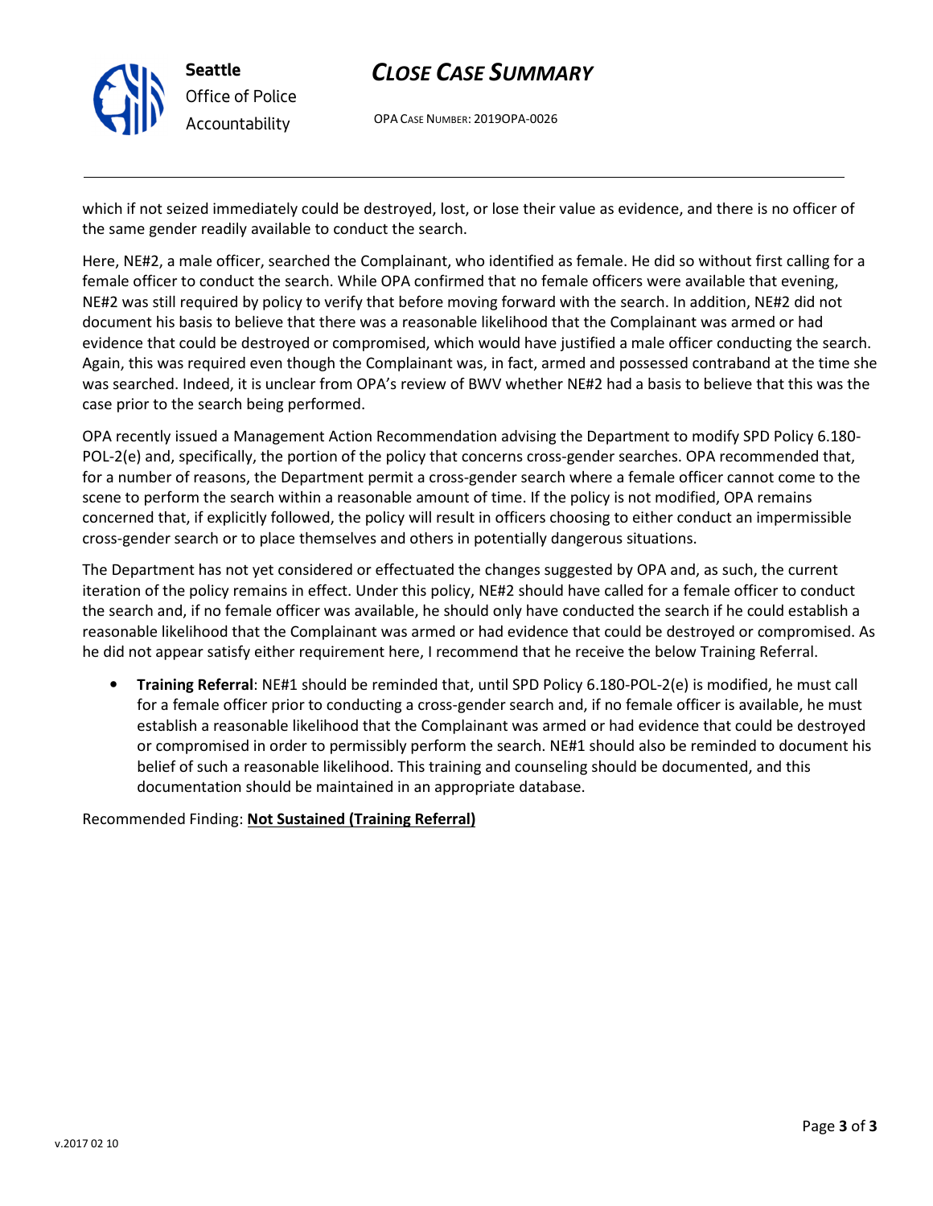which if not seized immediately could be destroyed, lost, or lose their value as evidence, and there is no officer of the same gender readily available to conduct the search.

Here, NE#2, a male officer, searched the Complainant, who identified as female. He did so without first calling for a female officer to conduct the search. While OPA confirmed that no female officers were available that evening, NE#2 was still required by policy to verify that before moving forward with the search. In addition, NE#2 did not document his basis to believe that there was a reasonable likelihood that the Complainant was armed or had evidence that could be destroyed or compromised, which would have justified a male officer conducting the search. Again, this was required even though the Complainant was, in fact, armed and possessed contraband at the time she was searched. Indeed, it is unclear from OPA's review of BWV whether NE#2 had a basis to believe that this was the case prior to the search being performed.

OPA recently issued a Management Action Recommendation advising the Department to modify SPD Policy 6.180-POL-2(e) and, specifically, the portion of the policy that concerns cross-gender searches. OPA recommended that, for a number of reasons, the Department permit a cross-gender search where a female officer cannot come to the scene to perform the search within a reasonable amount of time. If the policy is not modified, OPA remains concerned that, if explicitly followed, the policy will result in officers choosing to either conduct an impermissible cross-gender search or to place themselves and others in potentially dangerous situations.

The Department has not yet considered or effectuated the changes suggested by OPA and, as such, the current iteration of the policy remains in effect. Under this policy, NE#2 should have called for a female officer to conduct the search and, if no female officer was available, he should only have conducted the search if he could establish a reasonable likelihood that the Complainant was armed or had evidence that could be destroyed or compromised. As he did not appear satisfy either requirement here, I recommend that he receive the below Training Referral.

- **Training Referral**: NE#1 should be reminded that, until SPD Policy 6.180-POL-2(e) is modified, he must call for a female officer prior to conducting a cross-gender search and, if no female officer is available, he must establish a reasonable likelihood that the Complainant was armed or had evidence that could be destroyed or compromised in order to permissibly perform the search. NE#1 should also be reminded to document his belief of such a reasonable likelihood. This training and counseling should be documented, and this documentation should be maintained in an appropriate database.

Recommended Finding: **Not Sustained (Training Referral)**